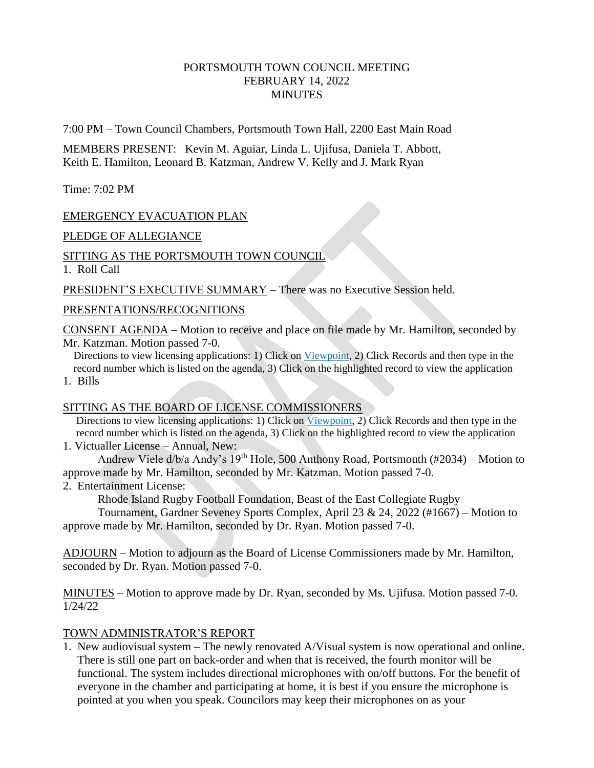PORTSMOUTH TOWN COUNCIL MEETING
FEBRUARY 14, 2022
MINUTES

7:00 PM – Town Council Chambers, Portsmouth Town Hall, 2200 East Main Road

MEMBERS PRESENT: Kevin M. Aguiar, Linda L. Ujifusa, Daniela T. Abbott, Keith E. Hamilton, Leonard B. Katzman, Andrew V. Kelly and J. Mark Ryan

Time: 7:02 PM

EMERGENCY EVACUATION PLAN

PLEDGE OF ALLEGIANCE

SITTING AS THE PORTSMOUTH TOWN COUNCIL

1. Roll Call

PRESIDENT'S EXECUTIVE SUMMARY – There was no Executive Session held.

PRESENTATIONS/RECOGNITIONS

CONSENT AGENDA – Motion to receive and place on file made by Mr. Hamilton, seconded by Mr. Katzman. Motion passed 7-0.

Directions to view licensing applications: 1) Click on Viewpoint, 2) Click Records and then type in the record number which is listed on the agenda, 3) Click on the highlighted record to view the application

1. Bills

SITTING AS THE BOARD OF LICENSE COMMISSIONERS

Directions to view licensing applications: 1) Click on Viewpoint, 2) Click Records and then type in the record number which is listed on the agenda, 3) Click on the highlighted record to view the application

1. Victualler License – Annual, New:

Andrew Viele d/b/a Andy's 19th Hole, 500 Anthony Road, Portsmouth (#2034) – Motion to approve made by Mr. Hamilton, seconded by Mr. Katzman. Motion passed 7-0.

2. Entertainment License:

Rhode Island Rugby Football Foundation, Beast of the East Collegiate Rugby Tournament, Gardner Seveney Sports Complex, April 23 & 24, 2022 (#1667) – Motion to approve made by Mr. Hamilton, seconded by Dr. Ryan. Motion passed 7-0.

ADJOURN – Motion to adjourn as the Board of License Commissioners made by Mr. Hamilton, seconded by Dr. Ryan. Motion passed 7-0.

MINUTES – Motion to approve made by Dr. Ryan, seconded by Ms. Ujifusa. Motion passed 7-0. 1/24/22

TOWN ADMINISTRATOR'S REPORT

1. New audiovisual system – The newly renovated A/Visual system is now operational and online. There is still one part on back-order and when that is received, the fourth monitor will be functional. The system includes directional microphones with on/off buttons. For the benefit of everyone in the chamber and participating at home, it is best if you ensure the microphone is pointed at you when you speak. Councilors may keep their microphones on as your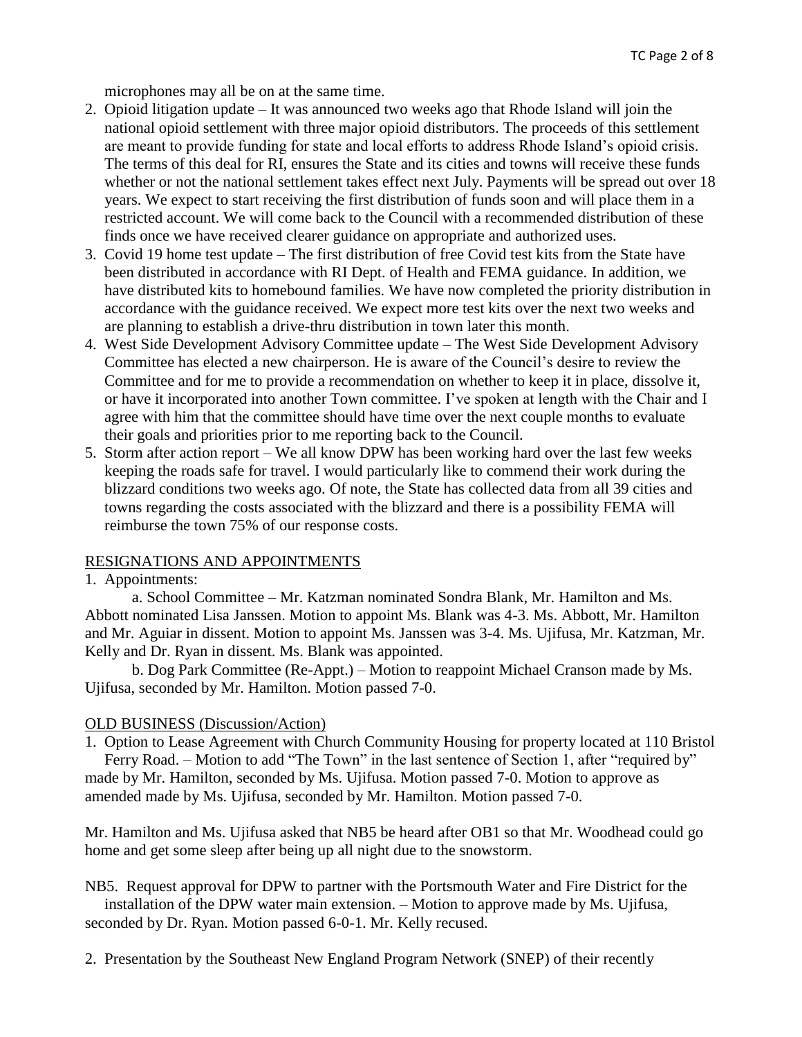microphones may all be on at the same time.

2. Opioid litigation update – It was announced two weeks ago that Rhode Island will join the national opioid settlement with three major opioid distributors. The proceeds of this settlement are meant to provide funding for state and local efforts to address Rhode Island's opioid crisis. The terms of this deal for RI, ensures the State and its cities and towns will receive these funds whether or not the national settlement takes effect next July. Payments will be spread out over 18 years. We expect to start receiving the first distribution of funds soon and will place them in a restricted account. We will come back to the Council with a recommended distribution of these finds once we have received clearer guidance on appropriate and authorized uses.
3. Covid 19 home test update – The first distribution of free Covid test kits from the State have been distributed in accordance with RI Dept. of Health and FEMA guidance. In addition, we have distributed kits to homebound families. We have now completed the priority distribution in accordance with the guidance received. We expect more test kits over the next two weeks and are planning to establish a drive-thru distribution in town later this month.
4. West Side Development Advisory Committee update – The West Side Development Advisory Committee has elected a new chairperson. He is aware of the Council's desire to review the Committee and for me to provide a recommendation on whether to keep it in place, dissolve it, or have it incorporated into another Town committee. I've spoken at length with the Chair and I agree with him that the committee should have time over the next couple months to evaluate their goals and priorities prior to me reporting back to the Council.
5. Storm after action report – We all know DPW has been working hard over the last few weeks keeping the roads safe for travel. I would particularly like to commend their work during the blizzard conditions two weeks ago. Of note, the State has collected data from all 39 cities and towns regarding the costs associated with the blizzard and there is a possibility FEMA will reimburse the town 75% of our response costs.

## RESIGNATIONS AND APPOINTMENTS

1. Appointments:

a. School Committee – Mr. Katzman nominated Sondra Blank, Mr. Hamilton and Ms. Abbott nominated Lisa Janssen. Motion to appoint Ms. Blank was 4-3. Ms. Abbott, Mr. Hamilton and Mr. Aguiar in dissent. Motion to appoint Ms. Janssen was 3-4. Ms. Ujifusa, Mr. Katzman, Mr. Kelly and Dr. Ryan in dissent. Ms. Blank was appointed.

b. Dog Park Committee (Re-Appt.) – Motion to reappoint Michael Cranson made by Ms. Ujifusa, seconded by Mr. Hamilton. Motion passed 7-0.

## OLD BUSINESS (Discussion/Action)

1. Option to Lease Agreement with Church Community Housing for property located at 110 Bristol Ferry Road. – Motion to add "The Town" in the last sentence of Section 1, after "required by" made by Mr. Hamilton, seconded by Ms. Ujifusa. Motion passed 7-0. Motion to approve as amended made by Ms. Ujifusa, seconded by Mr. Hamilton. Motion passed 7-0.

Mr. Hamilton and Ms. Ujifusa asked that NB5 be heard after OB1 so that Mr. Woodhead could go home and get some sleep after being up all night due to the snowstorm.

NB5. Request approval for DPW to partner with the Portsmouth Water and Fire District for the installation of the DPW water main extension. – Motion to approve made by Ms. Ujifusa, seconded by Dr. Ryan. Motion passed 6-0-1. Mr. Kelly recused.

2. Presentation by the Southeast New England Program Network (SNEP) of their recently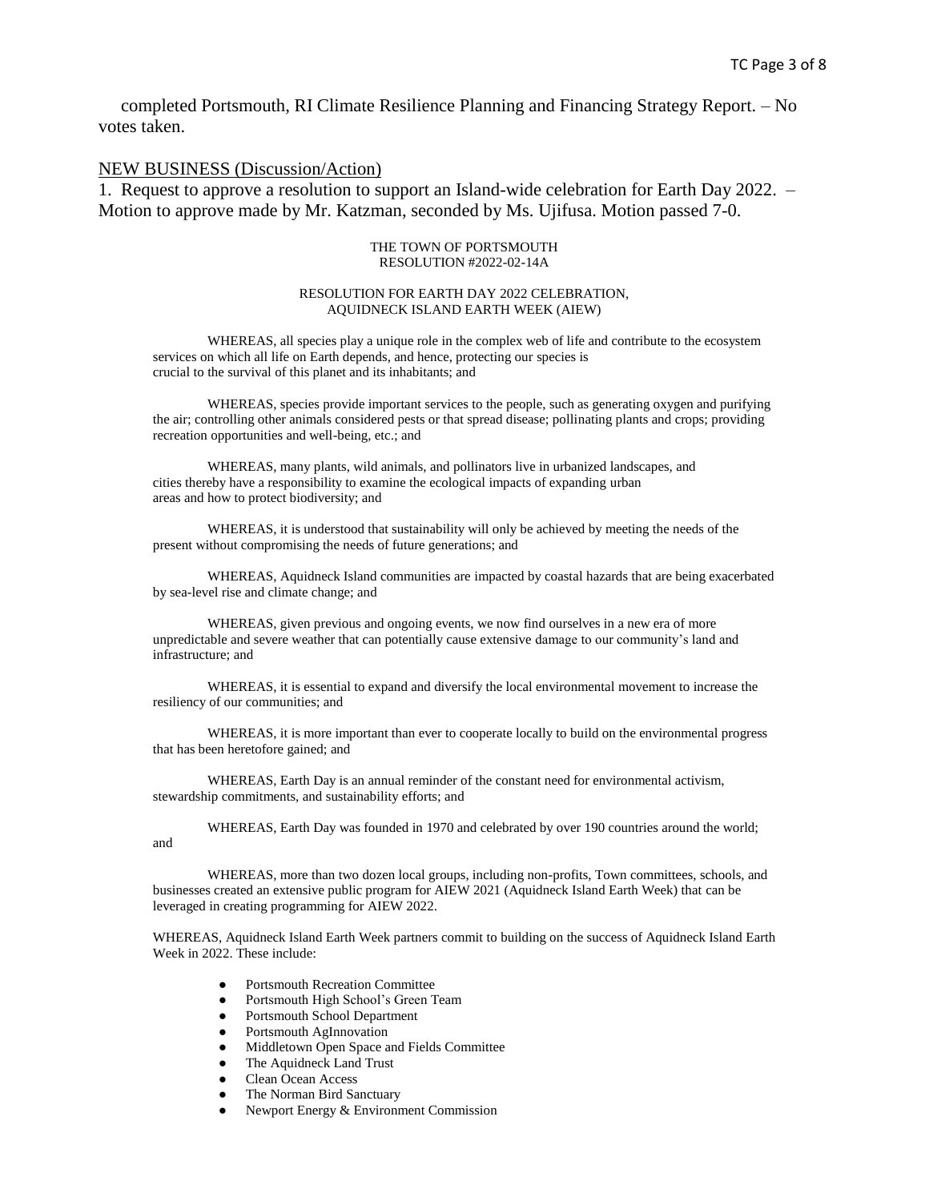completed Portsmouth, RI Climate Resilience Planning and Financing Strategy Report. – No votes taken.

NEW BUSINESS (Discussion/Action)

1. Request to approve a resolution to support an Island-wide celebration for Earth Day 2022. – Motion to approve made by Mr. Katzman, seconded by Ms. Ujifusa. Motion passed 7-0.

THE TOWN OF PORTSMOUTH
RESOLUTION #2022-02-14A

RESOLUTION FOR EARTH DAY 2022 CELEBRATION,
AQUIDNECK ISLAND EARTH WEEK (AIEW)

WHEREAS, all species play a unique role in the complex web of life and contribute to the ecosystem services on which all life on Earth depends, and hence, protecting our species is crucial to the survival of this planet and its inhabitants; and

WHEREAS, species provide important services to the people, such as generating oxygen and purifying the air; controlling other animals considered pests or that spread disease; pollinating plants and crops; providing recreation opportunities and well-being, etc.; and

WHEREAS, many plants, wild animals, and pollinators live in urbanized landscapes, and cities thereby have a responsibility to examine the ecological impacts of expanding urban areas and how to protect biodiversity; and

WHEREAS, it is understood that sustainability will only be achieved by meeting the needs of the present without compromising the needs of future generations; and

WHEREAS, Aquidneck Island communities are impacted by coastal hazards that are being exacerbated by sea-level rise and climate change; and

WHEREAS, given previous and ongoing events, we now find ourselves in a new era of more unpredictable and severe weather that can potentially cause extensive damage to our community's land and infrastructure; and

WHEREAS, it is essential to expand and diversify the local environmental movement to increase the resiliency of our communities; and

WHEREAS, it is more important than ever to cooperate locally to build on the environmental progress that has been heretofore gained; and

WHEREAS, Earth Day is an annual reminder of the constant need for environmental activism, stewardship commitments, and sustainability efforts; and

WHEREAS, Earth Day was founded in 1970 and celebrated by over 190 countries around the world; and

WHEREAS, more than two dozen local groups, including non-profits, Town committees, schools, and businesses created an extensive public program for AIEW 2021 (Aquidneck Island Earth Week) that can be leveraged in creating programming for AIEW 2022.

WHEREAS, Aquidneck Island Earth Week partners commit to building on the success of Aquidneck Island Earth Week in 2022. These include:

- Portsmouth Recreation Committee
- Portsmouth High School's Green Team
- Portsmouth School Department
- Portsmouth AgInnovation
- Middletown Open Space and Fields Committee
- The Aquidneck Land Trust
- Clean Ocean Access
- The Norman Bird Sanctuary
- Newport Energy & Environment Commission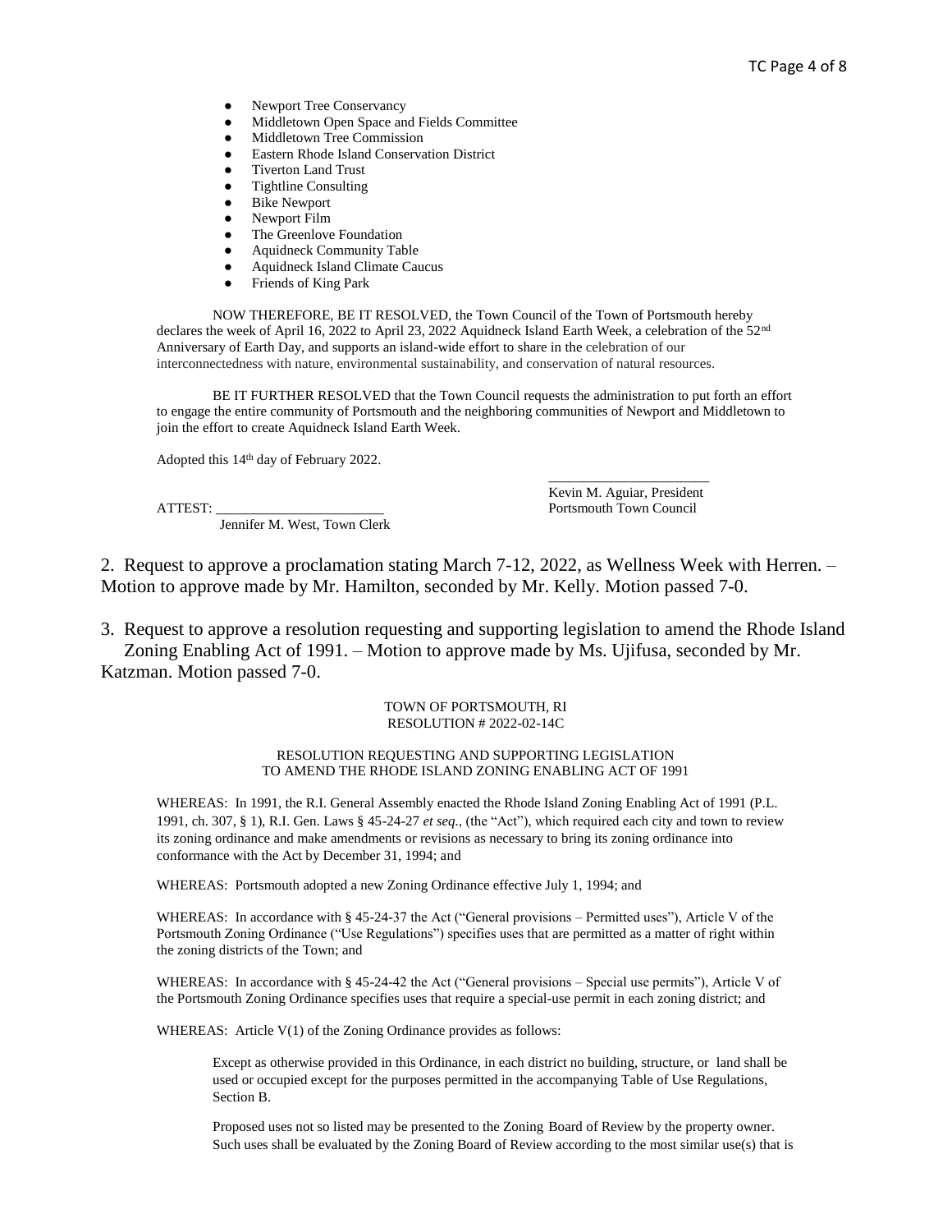- Newport Tree Conservancy
- Middletown Open Space and Fields Committee
- Middletown Tree Commission
- Eastern Rhode Island Conservation District
- Tiverton Land Trust
- Tightline Consulting
- Bike Newport
- Newport Film
- The Greenlove Foundation
- Aquidneck Community Table
- Aquidneck Island Climate Caucus
- Friends of King Park

NOW THEREFORE, BE IT RESOLVED, the Town Council of the Town of Portsmouth hereby declares the week of April 16, 2022 to April 23, 2022 Aquidneck Island Earth Week, a celebration of the 52nd Anniversary of Earth Day, and supports an island-wide effort to share in the celebration of our interconnectedness with nature, environmental sustainability, and conservation of natural resources.

BE IT FURTHER RESOLVED that the Town Council requests the administration to put forth an effort to engage the entire community of Portsmouth and the neighboring communities of Newport and Middletown to join the effort to create Aquidneck Island Earth Week.

Adopted this 14th day of February 2022.

\_\_\_\_\_\_\_\_\_\_\_\_\_\_\_\_\_\_\_\_\_\_\_
Kevin M. Aguiar, President
Portsmouth Town Council

ATTEST: \_\_\_\_\_\_\_\_\_\_\_\_\_\_\_\_\_\_\_\_\_\_\_
Jennifer M. West, Town Clerk

2. Request to approve a proclamation stating March 7-12, 2022, as Wellness Week with Herren. – Motion to approve made by Mr. Hamilton, seconded by Mr. Kelly. Motion passed 7-0.

3. Request to approve a resolution requesting and supporting legislation to amend the Rhode Island Zoning Enabling Act of 1991. – Motion to approve made by Ms. Ujifusa, seconded by Mr. Katzman. Motion passed 7-0.

TOWN OF PORTSMOUTH, RI
RESOLUTION # 2022-02-14C

RESOLUTION REQUESTING AND SUPPORTING LEGISLATION TO AMEND THE RHODE ISLAND ZONING ENABLING ACT OF 1991

WHEREAS: In 1991, the R.I. General Assembly enacted the Rhode Island Zoning Enabling Act of 1991 (P.L. 1991, ch. 307, § 1), R.I. Gen. Laws § 45-24-27 *et seq*., (the "Act"), which required each city and town to review its zoning ordinance and make amendments or revisions as necessary to bring its zoning ordinance into conformance with the Act by December 31, 1994; and

WHEREAS: Portsmouth adopted a new Zoning Ordinance effective July 1, 1994; and

WHEREAS: In accordance with § 45-24-37 the Act ("General provisions – Permitted uses"), Article V of the Portsmouth Zoning Ordinance ("Use Regulations") specifies uses that are permitted as a matter of right within the zoning districts of the Town; and

WHEREAS: In accordance with § 45-24-42 the Act ("General provisions – Special use permits"), Article V of the Portsmouth Zoning Ordinance specifies uses that require a special-use permit in each zoning district; and

WHEREAS: Article V(1) of the Zoning Ordinance provides as follows:

> Except as otherwise provided in this Ordinance, in each district no building, structure, or land shall be used or occupied except for the purposes permitted in the accompanying Table of Use Regulations, Section B.
>
> Proposed uses not so listed may be presented to the Zoning Board of Review by the property owner. Such uses shall be evaluated by the Zoning Board of Review according to the most similar use(s) that is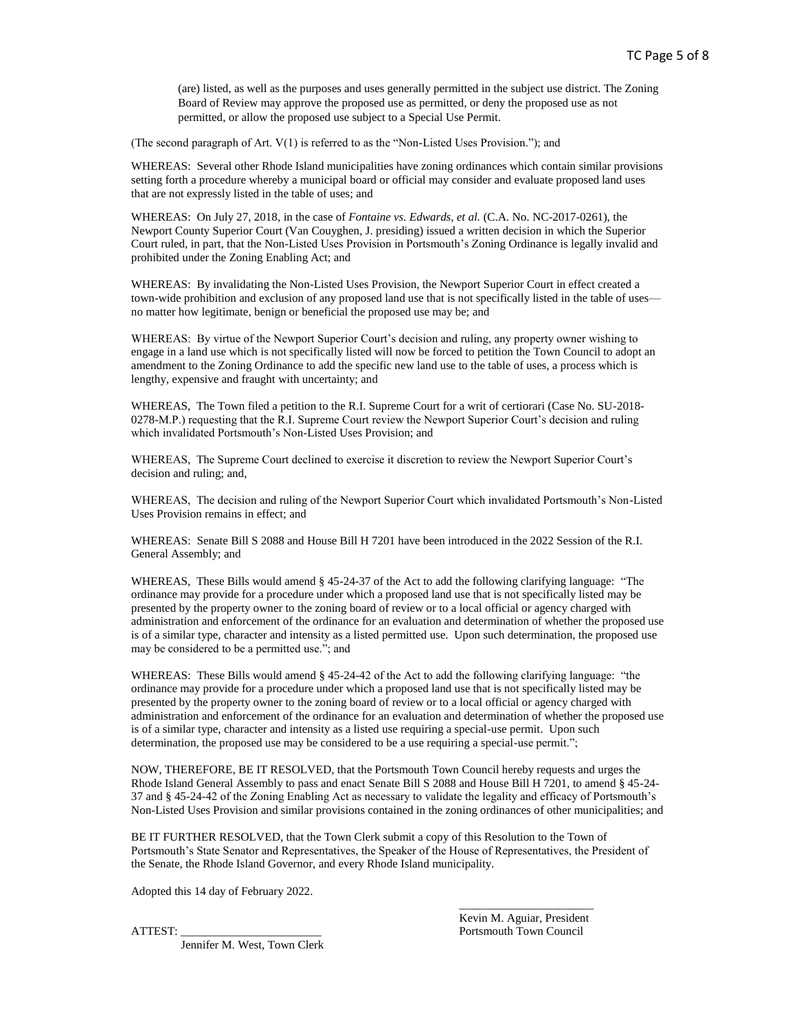(are) listed, as well as the purposes and uses generally permitted in the subject use district. The Zoning Board of Review may approve the proposed use as permitted, or deny the proposed use as not permitted, or allow the proposed use subject to a Special Use Permit.

(The second paragraph of Art. V(1) is referred to as the "Non-Listed Uses Provision."); and

WHEREAS: Several other Rhode Island municipalities have zoning ordinances which contain similar provisions setting forth a procedure whereby a municipal board or official may consider and evaluate proposed land uses that are not expressly listed in the table of uses; and

WHEREAS: On July 27, 2018, in the case of *Fontaine vs. Edwards, et al.* (C.A. No. NC-2017-0261), the Newport County Superior Court (Van Couyghen, J. presiding) issued a written decision in which the Superior Court ruled, in part, that the Non-Listed Uses Provision in Portsmouth's Zoning Ordinance is legally invalid and prohibited under the Zoning Enabling Act; and

WHEREAS: By invalidating the Non-Listed Uses Provision, the Newport Superior Court in effect created a town-wide prohibition and exclusion of any proposed land use that is not specifically listed in the table of uses—no matter how legitimate, benign or beneficial the proposed use may be; and

WHEREAS: By virtue of the Newport Superior Court's decision and ruling, any property owner wishing to engage in a land use which is not specifically listed will now be forced to petition the Town Council to adopt an amendment to the Zoning Ordinance to add the specific new land use to the table of uses, a process which is lengthy, expensive and fraught with uncertainty; and

WHEREAS, The Town filed a petition to the R.I. Supreme Court for a writ of certiorari (Case No. SU-2018-0278-M.P.) requesting that the R.I. Supreme Court review the Newport Superior Court's decision and ruling which invalidated Portsmouth's Non-Listed Uses Provision; and

WHEREAS, The Supreme Court declined to exercise it discretion to review the Newport Superior Court's decision and ruling; and,

WHEREAS, The decision and ruling of the Newport Superior Court which invalidated Portsmouth's Non-Listed Uses Provision remains in effect; and

WHEREAS: Senate Bill S 2088 and House Bill H 7201 have been introduced in the 2022 Session of the R.I. General Assembly; and

WHEREAS, These Bills would amend § 45-24-37 of the Act to add the following clarifying language: "The ordinance may provide for a procedure under which a proposed land use that is not specifically listed may be presented by the property owner to the zoning board of review or to a local official or agency charged with administration and enforcement of the ordinance for an evaluation and determination of whether the proposed use is of a similar type, character and intensity as a listed permitted use. Upon such determination, the proposed use may be considered to be a permitted use."; and

WHEREAS: These Bills would amend § 45-24-42 of the Act to add the following clarifying language: "the ordinance may provide for a procedure under which a proposed land use that is not specifically listed may be presented by the property owner to the zoning board of review or to a local official or agency charged with administration and enforcement of the ordinance for an evaluation and determination of whether the proposed use is of a similar type, character and intensity as a listed use requiring a special-use permit. Upon such determination, the proposed use may be considered to be a use requiring a special-use permit.";

NOW, THEREFORE, BE IT RESOLVED, that the Portsmouth Town Council hereby requests and urges the Rhode Island General Assembly to pass and enact Senate Bill S 2088 and House Bill H 7201, to amend § 45-24-37 and § 45-24-42 of the Zoning Enabling Act as necessary to validate the legality and efficacy of Portsmouth's Non-Listed Uses Provision and similar provisions contained in the zoning ordinances of other municipalities; and

BE IT FURTHER RESOLVED, that the Town Clerk submit a copy of this Resolution to the Town of Portsmouth's State Senator and Representatives, the Speaker of the House of Representatives, the President of the Senate, the Rhode Island Governor, and every Rhode Island municipality.

Adopted this 14 day of February 2022.

\_\_\_\_\_\_\_\_\_\_\_\_\_\_\_\_\_\_\_\_\_\_\_
Kevin M. Aguiar, President
Portsmouth Town Council

ATTEST: \_\_\_\_\_\_\_\_\_\_\_\_\_\_\_\_\_\_\_\_\_\_\_\_
Jennifer M. West, Town Clerk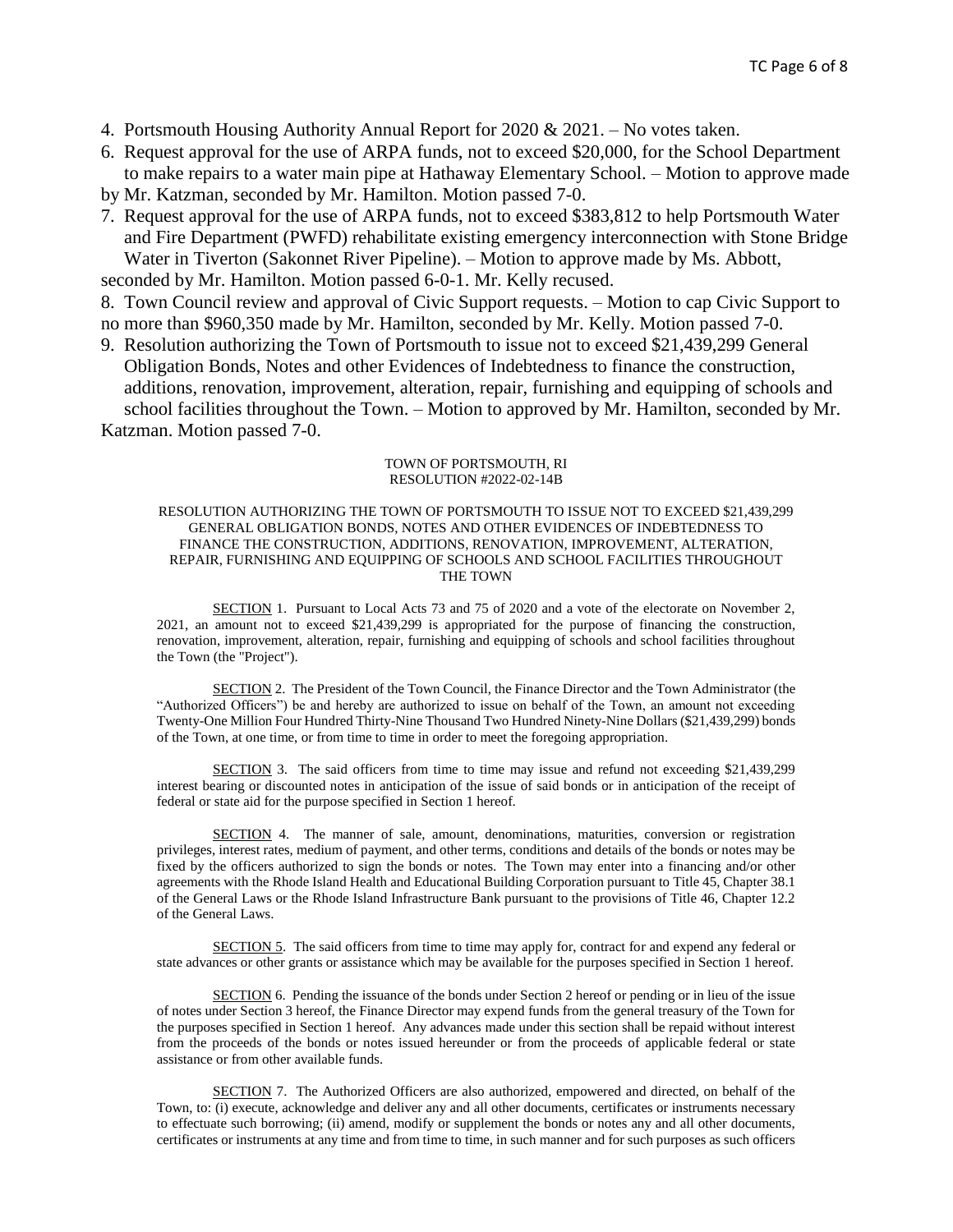4. Portsmouth Housing Authority Annual Report for 2020 & 2021. – No votes taken.
6. Request approval for the use of ARPA funds, not to exceed $20,000, for the School Department to make repairs to a water main pipe at Hathaway Elementary School. – Motion to approve made by Mr. Katzman, seconded by Mr. Hamilton. Motion passed 7-0.
7. Request approval for the use of ARPA funds, not to exceed $383,812 to help Portsmouth Water and Fire Department (PWFD) rehabilitate existing emergency interconnection with Stone Bridge Water in Tiverton (Sakonnet River Pipeline). – Motion to approve made by Ms. Abbott, seconded by Mr. Hamilton. Motion passed 6-0-1. Mr. Kelly recused.
8. Town Council review and approval of Civic Support requests. – Motion to cap Civic Support to no more than $960,350 made by Mr. Hamilton, seconded by Mr. Kelly. Motion passed 7-0.
9. Resolution authorizing the Town of Portsmouth to issue not to exceed $21,439,299 General Obligation Bonds, Notes and other Evidences of Indebtedness to finance the construction, additions, renovation, improvement, alteration, repair, furnishing and equipping of schools and school facilities throughout the Town. – Motion to approved by Mr. Hamilton, seconded by Mr. Katzman. Motion passed 7-0.

TOWN OF PORTSMOUTH, RI
RESOLUTION #2022-02-14B

RESOLUTION AUTHORIZING THE TOWN OF PORTSMOUTH TO ISSUE NOT TO EXCEED $21,439,299 GENERAL OBLIGATION BONDS, NOTES AND OTHER EVIDENCES OF INDEBTEDNESS TO FINANCE THE CONSTRUCTION, ADDITIONS, RENOVATION, IMPROVEMENT, ALTERATION, REPAIR, FURNISHING AND EQUIPPING OF SCHOOLS AND SCHOOL FACILITIES THROUGHOUT THE TOWN

SECTION 1. Pursuant to Local Acts 73 and 75 of 2020 and a vote of the electorate on November 2, 2021, an amount not to exceed $21,439,299 is appropriated for the purpose of financing the construction, renovation, improvement, alteration, repair, furnishing and equipping of schools and school facilities throughout the Town (the "Project").

SECTION 2. The President of the Town Council, the Finance Director and the Town Administrator (the "Authorized Officers") be and hereby are authorized to issue on behalf of the Town, an amount not exceeding Twenty-One Million Four Hundred Thirty-Nine Thousand Two Hundred Ninety-Nine Dollars ($21,439,299) bonds of the Town, at one time, or from time to time in order to meet the foregoing appropriation.

SECTION 3. The said officers from time to time may issue and refund not exceeding $21,439,299 interest bearing or discounted notes in anticipation of the issue of said bonds or in anticipation of the receipt of federal or state aid for the purpose specified in Section 1 hereof.

SECTION 4. The manner of sale, amount, denominations, maturities, conversion or registration privileges, interest rates, medium of payment, and other terms, conditions and details of the bonds or notes may be fixed by the officers authorized to sign the bonds or notes. The Town may enter into a financing and/or other agreements with the Rhode Island Health and Educational Building Corporation pursuant to Title 45, Chapter 38.1 of the General Laws or the Rhode Island Infrastructure Bank pursuant to the provisions of Title 46, Chapter 12.2 of the General Laws.

SECTION 5. The said officers from time to time may apply for, contract for and expend any federal or state advances or other grants or assistance which may be available for the purposes specified in Section 1 hereof.

SECTION 6. Pending the issuance of the bonds under Section 2 hereof or pending or in lieu of the issue of notes under Section 3 hereof, the Finance Director may expend funds from the general treasury of the Town for the purposes specified in Section 1 hereof. Any advances made under this section shall be repaid without interest from the proceeds of the bonds or notes issued hereunder or from the proceeds of applicable federal or state assistance or from other available funds.

SECTION 7. The Authorized Officers are also authorized, empowered and directed, on behalf of the Town, to: (i) execute, acknowledge and deliver any and all other documents, certificates or instruments necessary to effectuate such borrowing; (ii) amend, modify or supplement the bonds or notes any and all other documents, certificates or instruments at any time and from time to time, in such manner and for such purposes as such officers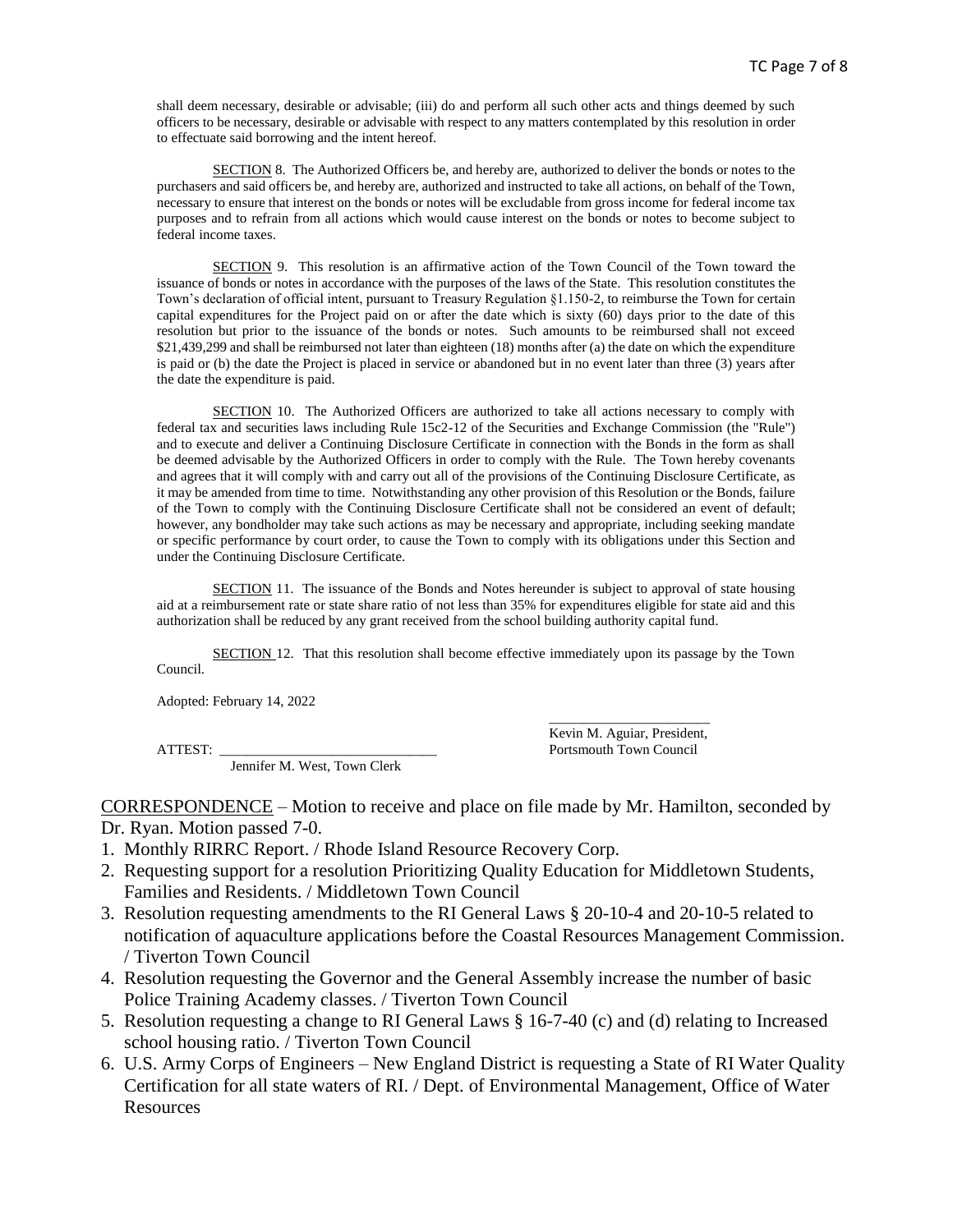shall deem necessary, desirable or advisable; (iii) do and perform all such other acts and things deemed by such officers to be necessary, desirable or advisable with respect to any matters contemplated by this resolution in order to effectuate said borrowing and the intent hereof.

SECTION 8. The Authorized Officers be, and hereby are, authorized to deliver the bonds or notes to the purchasers and said officers be, and hereby are, authorized and instructed to take all actions, on behalf of the Town, necessary to ensure that interest on the bonds or notes will be excludable from gross income for federal income tax purposes and to refrain from all actions which would cause interest on the bonds or notes to become subject to federal income taxes.

SECTION 9. This resolution is an affirmative action of the Town Council of the Town toward the issuance of bonds or notes in accordance with the purposes of the laws of the State. This resolution constitutes the Town's declaration of official intent, pursuant to Treasury Regulation §1.150-2, to reimburse the Town for certain capital expenditures for the Project paid on or after the date which is sixty (60) days prior to the date of this resolution but prior to the issuance of the bonds or notes. Such amounts to be reimbursed shall not exceed $21,439,299 and shall be reimbursed not later than eighteen (18) months after (a) the date on which the expenditure is paid or (b) the date the Project is placed in service or abandoned but in no event later than three (3) years after the date the expenditure is paid.

SECTION 10. The Authorized Officers are authorized to take all actions necessary to comply with federal tax and securities laws including Rule 15c2-12 of the Securities and Exchange Commission (the "Rule") and to execute and deliver a Continuing Disclosure Certificate in connection with the Bonds in the form as shall be deemed advisable by the Authorized Officers in order to comply with the Rule. The Town hereby covenants and agrees that it will comply with and carry out all of the provisions of the Continuing Disclosure Certificate, as it may be amended from time to time. Notwithstanding any other provision of this Resolution or the Bonds, failure of the Town to comply with the Continuing Disclosure Certificate shall not be considered an event of default; however, any bondholder may take such actions as may be necessary and appropriate, including seeking mandate or specific performance by court order, to cause the Town to comply with its obligations under this Section and under the Continuing Disclosure Certificate.

SECTION 11. The issuance of the Bonds and Notes hereunder is subject to approval of state housing aid at a reimbursement rate or state share ratio of not less than 35% for expenditures eligible for state aid and this authorization shall be reduced by any grant received from the school building authority capital fund.

SECTION 12. That this resolution shall become effective immediately upon its passage by the Town Council.

Adopted: February 14, 2022

ATTEST: ______________________________
Jennifer M. West, Town Clerk

______________________
Kevin M. Aguiar, President,
Portsmouth Town Council

CORRESPONDENCE – Motion to receive and place on file made by Mr. Hamilton, seconded by Dr. Ryan. Motion passed 7-0.

1. Monthly RIRRC Report. / Rhode Island Resource Recovery Corp.
2. Requesting support for a resolution Prioritizing Quality Education for Middletown Students, Families and Residents. / Middletown Town Council
3. Resolution requesting amendments to the RI General Laws § 20-10-4 and 20-10-5 related to notification of aquaculture applications before the Coastal Resources Management Commission. / Tiverton Town Council
4. Resolution requesting the Governor and the General Assembly increase the number of basic Police Training Academy classes. / Tiverton Town Council
5. Resolution requesting a change to RI General Laws § 16-7-40 (c) and (d) relating to Increased school housing ratio. / Tiverton Town Council
6. U.S. Army Corps of Engineers – New England District is requesting a State of RI Water Quality Certification for all state waters of RI. / Dept. of Environmental Management, Office of Water Resources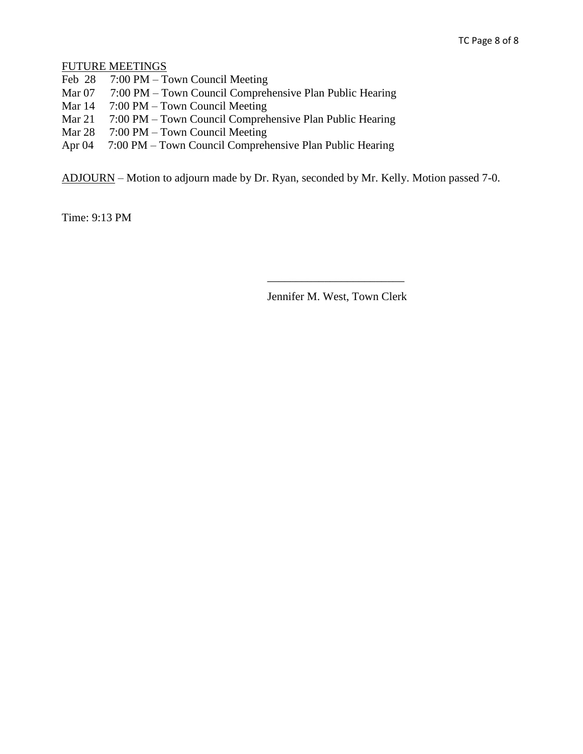<u>FUTURE MEETINGS</u>

Feb 28 7:00 PM – Town Council Meeting
Mar 07 7:00 PM – Town Council Comprehensive Plan Public Hearing
Mar 14 7:00 PM – Town Council Meeting
Mar 21 7:00 PM – Town Council Comprehensive Plan Public Hearing
Mar 28 7:00 PM – Town Council Meeting
Apr 04 7:00 PM – Town Council Comprehensive Plan Public Hearing

<u>ADJOURN</u> – Motion to adjourn made by Dr. Ryan, seconded by Mr. Kelly. Motion passed 7-0.

Time: 9:13 PM

________________________

Jennifer M. West, Town Clerk